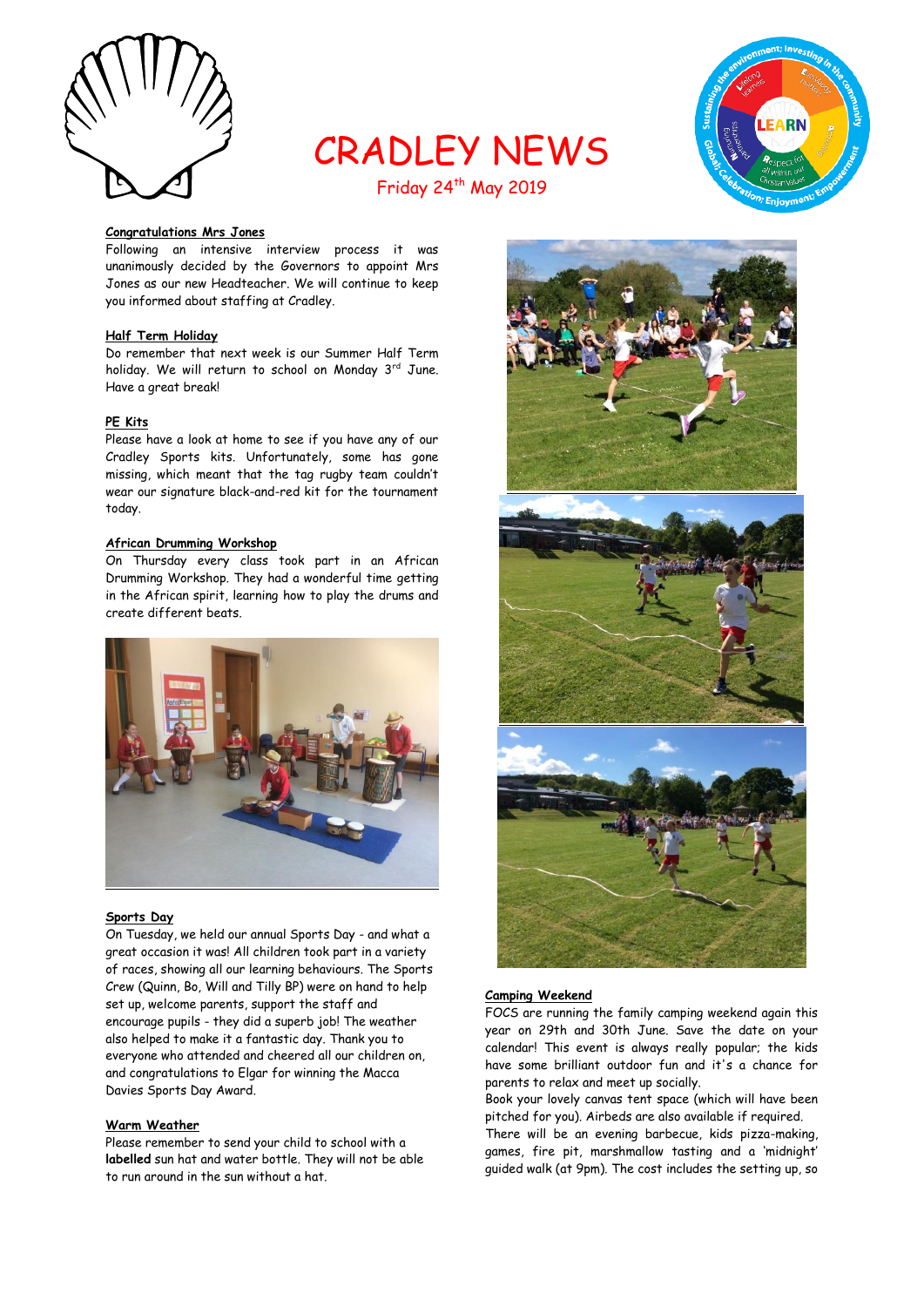# CRADLEY NEWS

Friday 24th May 2019

**Congratulations Mrs Jones**

Following an intensive interview process it was unanimously decided by the Governors to appoint Mrs Jones as our new Headteacher. We will continue to keep you informed about staffing at Cradley.

**Half Term Holiday**

Do remember that next week is our Summer Half Term holiday. We will return to school on Monday 3rd June. Have a great break!

**PE Kits**

Please have a look at home to see if you have any of our Cradley Sports kits. Unfortunately, some has gone missing, which meant that the tag rugby team couldn't wear our signature black-and-red kit for the tournament today.

**African Drumming Workshop**

On Thursday every class took part in an African Drumming Workshop. They had a wonderful time getting in the African spirit, learning how to play the drums and create different beats.

**Sports Day**

On Tuesday, we held our annual Sports Day - and what a great occasion it was! All children took part in a variety of races, showing all our learning behaviours. The Sports Crew (Quinn, Bo, Will and Tilly BP) were on hand to help set up, welcome parents, support the staff and encourage pupils - they did a superb job! The weather also helped to make it a fantastic day. Thank you to everyone who attended and cheered all our children on, and congratulations to Elgar for winning the Macca Davies Sports Day Award.

**Warm Weather**

Please remember to send your child to school with a **labelled** sun hat and water bottle. They will not be able to run around in the sun without a hat.

**Camping Weekend**

FOCS are running the family camping weekend again this year on 29th and 30th June. Save the date on your calendar! This event is always really popular; the kids have some brilliant outdoor fun and it's a chance for parents to relax and meet up socially.

Book your lovely canvas tent space (which will have been pitched for you). Airbeds are also available if required.

There will be an evening barbecue, kids pizza-making, games, fire pit, marshmallow tasting and a 'midnight' guided walk (at 9pm). The cost includes the setting up, so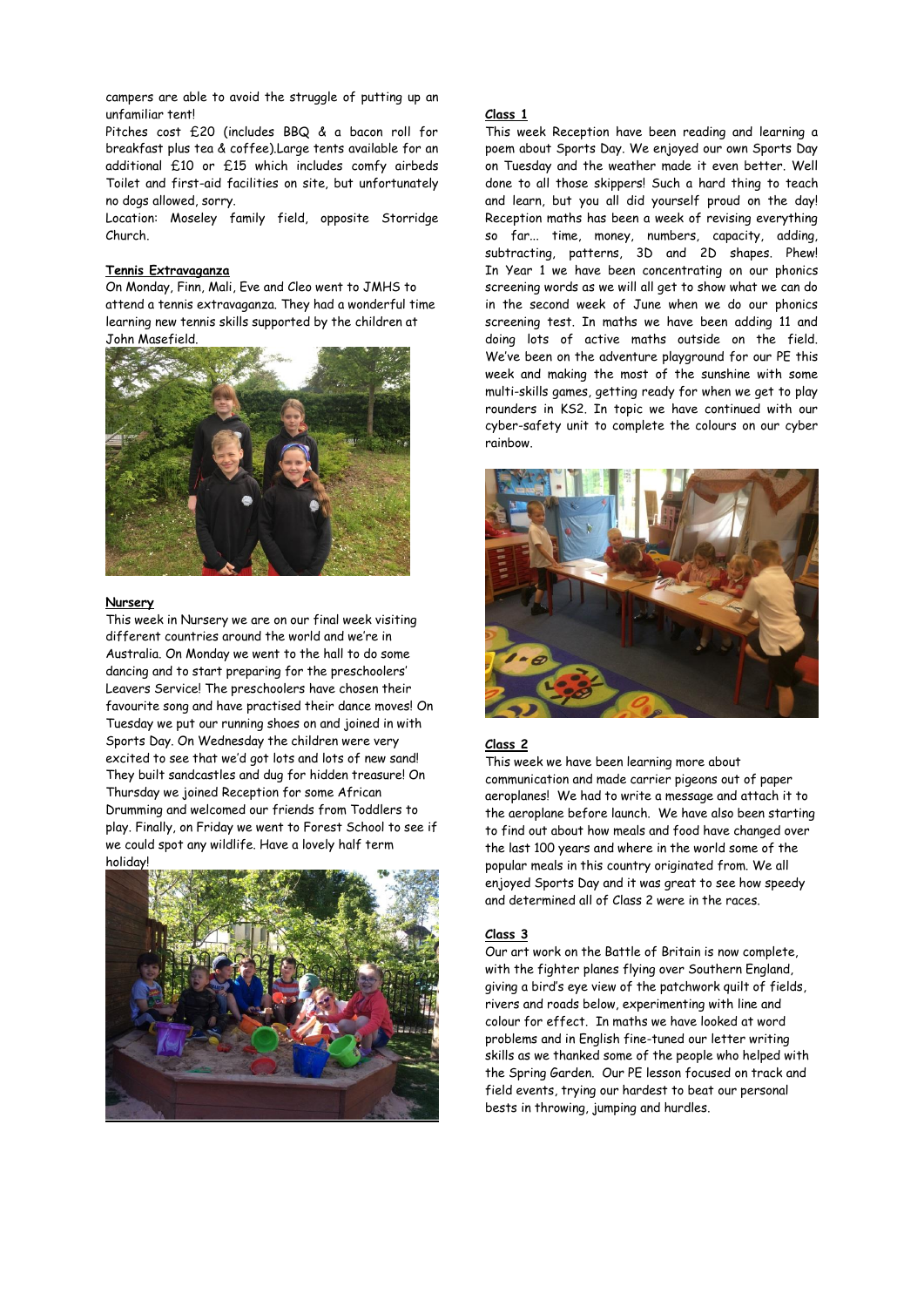campers are able to avoid the struggle of putting up an unfamiliar tent!

Pitches cost £20 (includes BBQ & a bacon roll for breakfast plus tea & coffee).Large tents available for an additional £10 or £15 which includes comfy airbeds Toilet and first-aid facilities on site, but unfortunately no dogs allowed, sorry.

Location: Moseley family field, opposite Storridge Church.

**Tennis Extravaganza**

On Monday, Finn, Mali, Eve and Cleo went to JMHS to attend a tennis extravaganza. They had a wonderful time learning new tennis skills supported by the children at John Masefield.

**Nursery**

This week in Nursery we are on our final week visiting different countries around the world and we're in Australia. On Monday we went to the hall to do some dancing and to start preparing for the preschoolers' Leavers Service! The preschoolers have chosen their favourite song and have practised their dance moves! On Tuesday we put our running shoes on and joined in with Sports Day. On Wednesday the children were very excited to see that we'd got lots and lots of new sand! They built sandcastles and dug for hidden treasure! On Thursday we joined Reception for some African Drumming and welcomed our friends from Toddlers to play. Finally, on Friday we went to Forest School to see if we could spot any wildlife. Have a lovely half term holiday!

**Class 1**

This week Reception have been reading and learning a poem about Sports Day. We enjoyed our own Sports Day on Tuesday and the weather made it even better. Well done to all those skippers! Such a hard thing to teach and learn, but you all did yourself proud on the day! Reception maths has been a week of revising everything so far... time, money, numbers, capacity, adding, subtracting, patterns, 3D and 2D shapes. Phew! In Year 1 we have been concentrating on our phonics screening words as we will all get to show what we can do in the second week of June when we do our phonics screening test. In maths we have been adding 11 and doing lots of active maths outside on the field. We've been on the adventure playground for our PE this week and making the most of the sunshine with some multi-skills games, getting ready for when we get to play rounders in KS2. In topic we have continued with our cyber-safety unit to complete the colours on our cyber rainbow.

**Class 2**

This week we have been learning more about communication and made carrier pigeons out of paper aeroplanes! We had to write a message and attach it to the aeroplane before launch. We have also been starting to find out about how meals and food have changed over the last 100 years and where in the world some of the popular meals in this country originated from. We all enjoyed Sports Day and it was great to see how speedy and determined all of Class 2 were in the races.

**Class 3**

Our art work on the Battle of Britain is now complete, with the fighter planes flying over Southern England, giving a bird's eye view of the patchwork quilt of fields, rivers and roads below, experimenting with line and colour for effect. In maths we have looked at word problems and in English fine-tuned our letter writing skills as we thanked some of the people who helped with the Spring Garden. Our PE lesson focused on track and field events, trying our hardest to beat our personal bests in throwing, jumping and hurdles.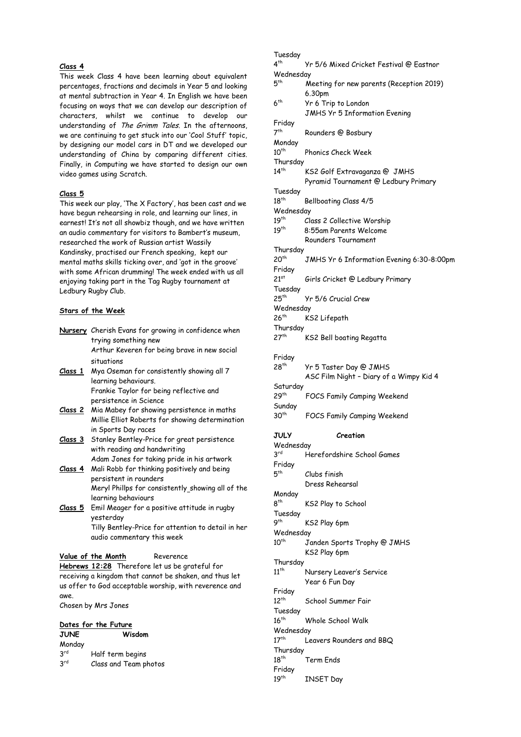### Class 4

This week Class 4 have been learning about equivalent percentages, fractions and decimals in Year 5 and looking at mental subtraction in Year 4. In English we have been focusing on ways that we can develop our description of characters, whilst we continue to develop our understanding of *The Grimm Tales*. In the afternoons, we are continuing to get stuck into our 'Cool Stuff' topic, by designing our model cars in DT and we developed our understanding of China by comparing different cities. Finally, in Computing we have started to design our own video games using Scratch.

### Class 5

This week our play, 'The X Factory', has been cast and we have begun rehearsing in role, and learning our lines, in earnest! It's not all showbiz though, and we have written an audio commentary for visitors to Bambert's museum, researched the work of Russian artist Wassily Kandinsky, practised our French speaking, kept our mental maths skills ticking over, and 'got in the groove' with some African drumming! The week ended with us all enjoying taking part in the Tag Rugby tournament at Ledbury Rugby Club.

### Stars of the Week

**Nursery** Cherish Evans for growing in confidence when trying something new
Arthur Keveren for being brave in new social situations

**Class 1** Mya Oseman for consistently showing all 7 learning behaviours.
Frankie Taylor for being reflective and persistence in Science

**Class 2** Mia Mabey for showing persistence in maths
Millie Elliot Roberts for showing determination in Sports Day races

**Class 3** Stanley Bentley-Price for great persistence with reading and handwriting
Adam Jones for taking pride in his artwork

**Class 4** Mali Robb for thinking positively and being persistent in rounders
Meryl Phillps for consistently showing all of the learning behaviours

**Class 5** Emil Meager for a positive attitude in rugby yesterday
Tilly Bentley-Price for attention to detail in her audio commentary this week

**Value of the Month** Reverence

**Hebrews 12:28** Therefore let us be grateful for receiving a kingdom that cannot be shaken, and thus let us offer to God acceptable worship, with reverence and awe.

Chosen by Mrs Jones

### Dates for the Future

**JUNE** **Wisdom**

Monday
3rd Half term begins
3rd Class and Team photos

Tuesday
4th Yr 5/6 Mixed Cricket Festival @ Eastnor

Wednesday
5th Meeting for new parents (Reception 2019) 6.30pm
6th Yr 6 Trip to London
JMHS Yr 5 Information Evening

Friday
7th Rounders @ Bosbury

Monday
10th Phonics Check Week

Thursday
14th KS2 Golf Extravaganza @ JMHS
Pyramid Tournament @ Ledbury Primary

Tuesday
18th Bellboating Class 4/5

Wednesday
19th Class 2 Collective Worship
19th 8:55am Parents Welcome
Rounders Tournament

Thursday
20th JMHS Yr 6 Information Evening 6:30-8:00pm

Friday
21st Girls Cricket @ Ledbury Primary

Tuesday
25th Yr 5/6 Crucial Crew

Wednesday
26th KS2 Lifepath

Thursday
27th KS2 Bell boating Regatta

Friday
28th Yr 5 Taster Day @ JMHS
ASC Film Night – Diary of a Wimpy Kid 4

Saturday
29th FOCS Family Camping Weekend

Sunday
30th FOCS Family Camping Weekend

**JULY** **Creation**

Wednesday
3rd Herefordshire School Games

Friday
5th Clubs finish
Dress Rehearsal

Monday
8th KS2 Play to School

Tuesday
9th KS2 Play 6pm

Wednesday
10th Janden Sports Trophy @ JMHS
KS2 Play 6pm

Thursday
11th Nursery Leaver's Service
Year 6 Fun Day

Friday
12th School Summer Fair

Tuesday
16th Whole School Walk

Wednesday
17th Leavers Rounders and BBQ

Thursday
18th Term Ends

Friday
19th INSET Day